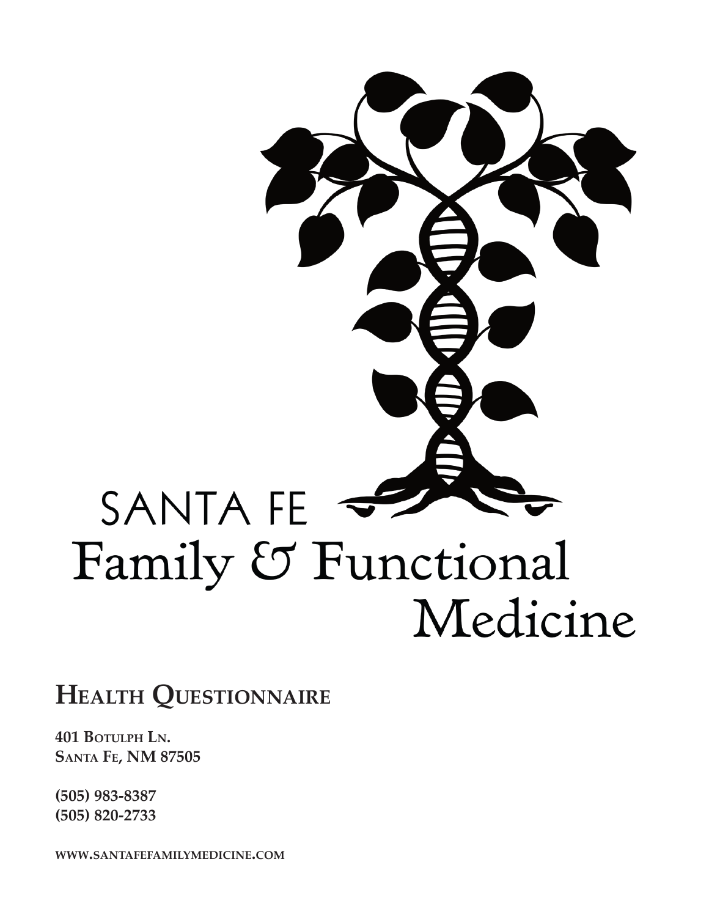SANTA FE

Family & Functional

Medicine

## Health Questionnaire

**401 Botulph Ln.**
**Santa Fe, NM 87505**

**(505) 983-8387**
**(505) 820-2733**

**www.santafefamilymedicine.com**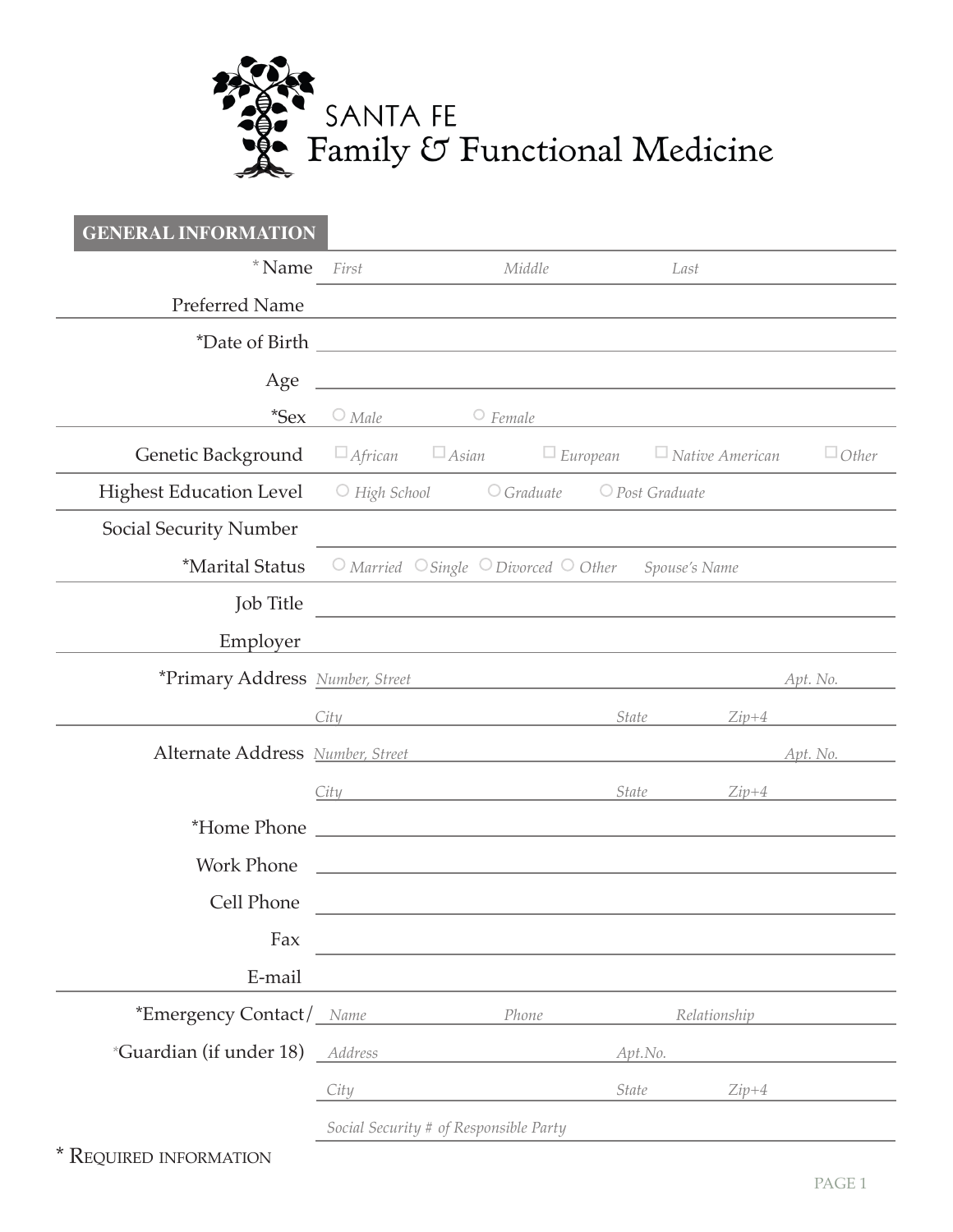# SANTA FE Family & Functional Medicine

## GENERAL INFORMATION

| Field | |
|---|---|
| * Name | *First* *Middle* *Last* |
| Preferred Name | |
| *Date of Birth | |
| Age | |
| *Sex | ○ *Male* ○ *Female* |
| Genetic Background | □ *African* □ *Asian* □ *European* □ *Native American* □ *Other* |
| Highest Education Level | ○ *High School* ○ *Graduate* ○ *Post Graduate* |
| Social Security Number | |
| *Marital Status | ○ *Married* ○ *Single* ○ *Divorced* ○ *Other* *Spouse's Name* |
| Job Title | |
| Employer | |
| *Primary Address | *Number, Street* *Apt. No.* |
| | *City* *State* *Zip+4* |
| Alternate Address | *Number, Street* *Apt. No.* |
| | *City* *State* *Zip+4* |
| *Home Phone | |
| Work Phone | |
| Cell Phone | |
| Fax | |
| E-mail | |
| *Emergency Contact/ | *Name* *Phone* *Relationship* |
| *Guardian (if under 18) | *Address* *Apt.No.* |
| | *City* *State* *Zip+4* |
| | *Social Security # of Responsible Party* |

* REQUIRED INFORMATION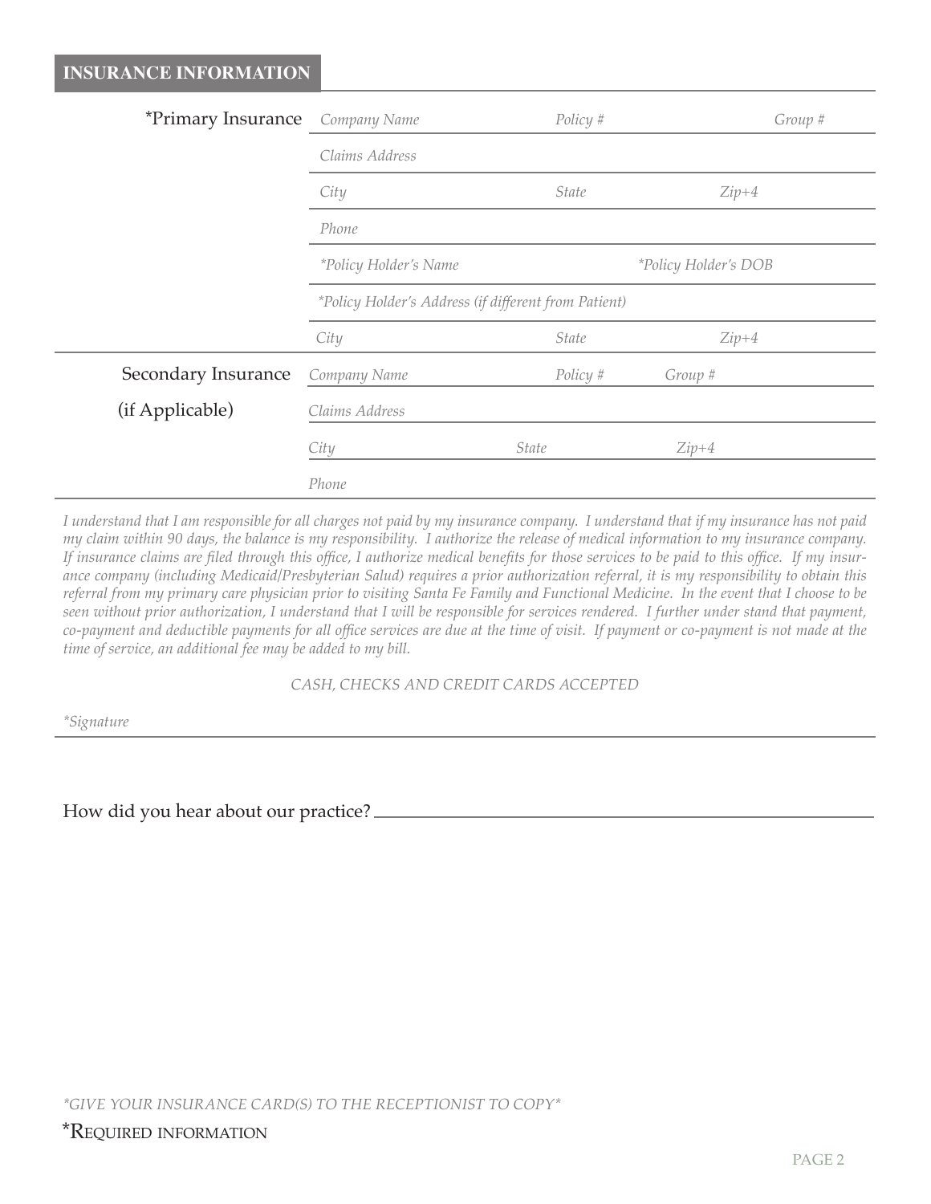## INSURANCE INFORMATION

| | | | |
|---|---|---|---|
| *Primary Insurance | *Company Name* | *Policy #* | *Group #* |
| | *Claims Address* | | |
| | *City* | *State* | *Zip+4* |
| | *Phone* | | |
| | **Policy Holder's Name* | | **Policy Holder's DOB* |
| | **Policy Holder's Address (if different from Patient)* | | |
| | *City* | *State* | *Zip+4* |
| Secondary Insurance (if Applicable) | *Company Name* | *Policy #* | *Group #* |
| | *Claims Address* | | |
| | *City* | *State* | *Zip+4* |
| | *Phone* | | |

*I understand that I am responsible for all charges not paid by my insurance company. I understand that if my insurance has not paid my claim within 90 days, the balance is my responsibility. I authorize the release of medical information to my insurance company. If insurance claims are filed through this office, I authorize medical benefits for those services to be paid to this office. If my insurance company (including Medicaid/Presbyterian Salud) requires a prior authorization referral, it is my responsibility to obtain this referral from my primary care physician prior to visiting Santa Fe Family and Functional Medicine. In the event that I choose to be seen without prior authorization, I understand that I will be responsible for services rendered. I further under stand that payment, co-payment and deductible payments for all office services are due at the time of visit. If payment or co-payment is not made at the time of service, an additional fee may be added to my bill.*

*CASH, CHECKS AND CREDIT CARDS ACCEPTED*

**Signature* ______________________________

How did you hear about our practice? ______________________________

**GIVE YOUR INSURANCE CARD(S) TO THE RECEPTIONIST TO COPY**

*REQUIRED INFORMATION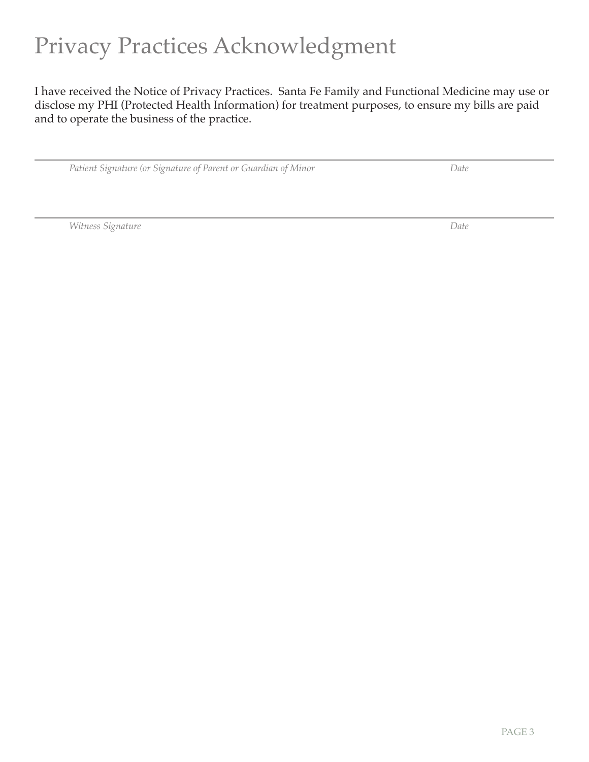# Privacy Practices Acknowledgment

I have received the Notice of Privacy Practices. Santa Fe Family and Functional Medicine may use or disclose my PHI (Protected Health Information) for treatment purposes, to ensure my bills are paid and to operate the business of the practice.

_______________________________________________________________________________

*Patient Signature (or Signature of Parent or Guardian of Minor* *Date*

_______________________________________________________________________________

*Witness Signature* *Date*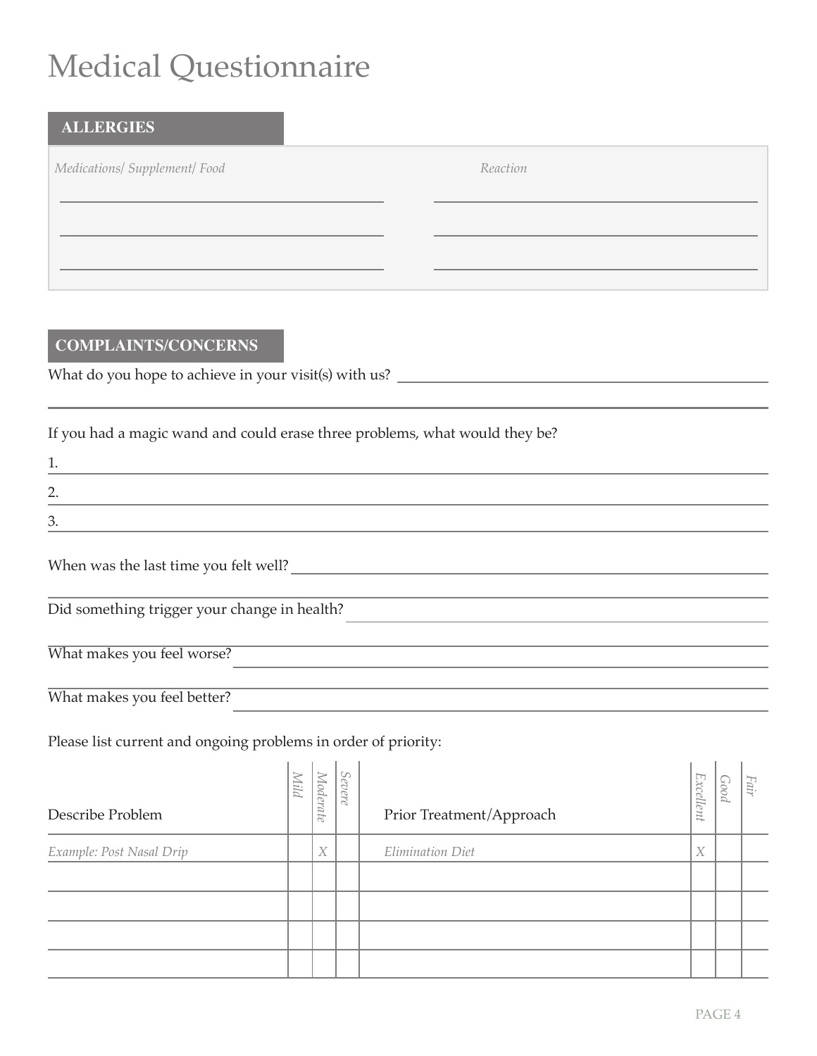# Medical Questionnaire

## ALLERGIES

| *Medications/ Supplement/ Food* | *Reaction* |
|---|---|
| | |
| | |
| | |

## COMPLAINTS/CONCERNS

What do you hope to achieve in your visit(s) with us? ______________________________

______________________________________________________________________

If you had a magic wand and could erase three problems, what would they be?

1. ______________________________________________________________________
2. ______________________________________________________________________
3. ______________________________________________________________________

When was the last time you felt well? ______________________________

______________________________________________________________________

Did something trigger your change in health? ______________________________

______________________________________________________________________

What makes you feel worse? ______________________________

______________________________________________________________________

What makes you feel better? ______________________________

Please list current and ongoing problems in order of priority:

| Describe Problem | *Mild* | *Moderate* | *Severe* | Prior Treatment/Approach | *Excellent* | *Good* | *Fair* |
|---|---|---|---|---|---|---|---|
| *Example: Post Nasal Drip* | | X | | *Elimination Diet* | X | | |
| | | | | | | | |
| | | | | | | | |
| | | | | | | | |
| | | | | | | | |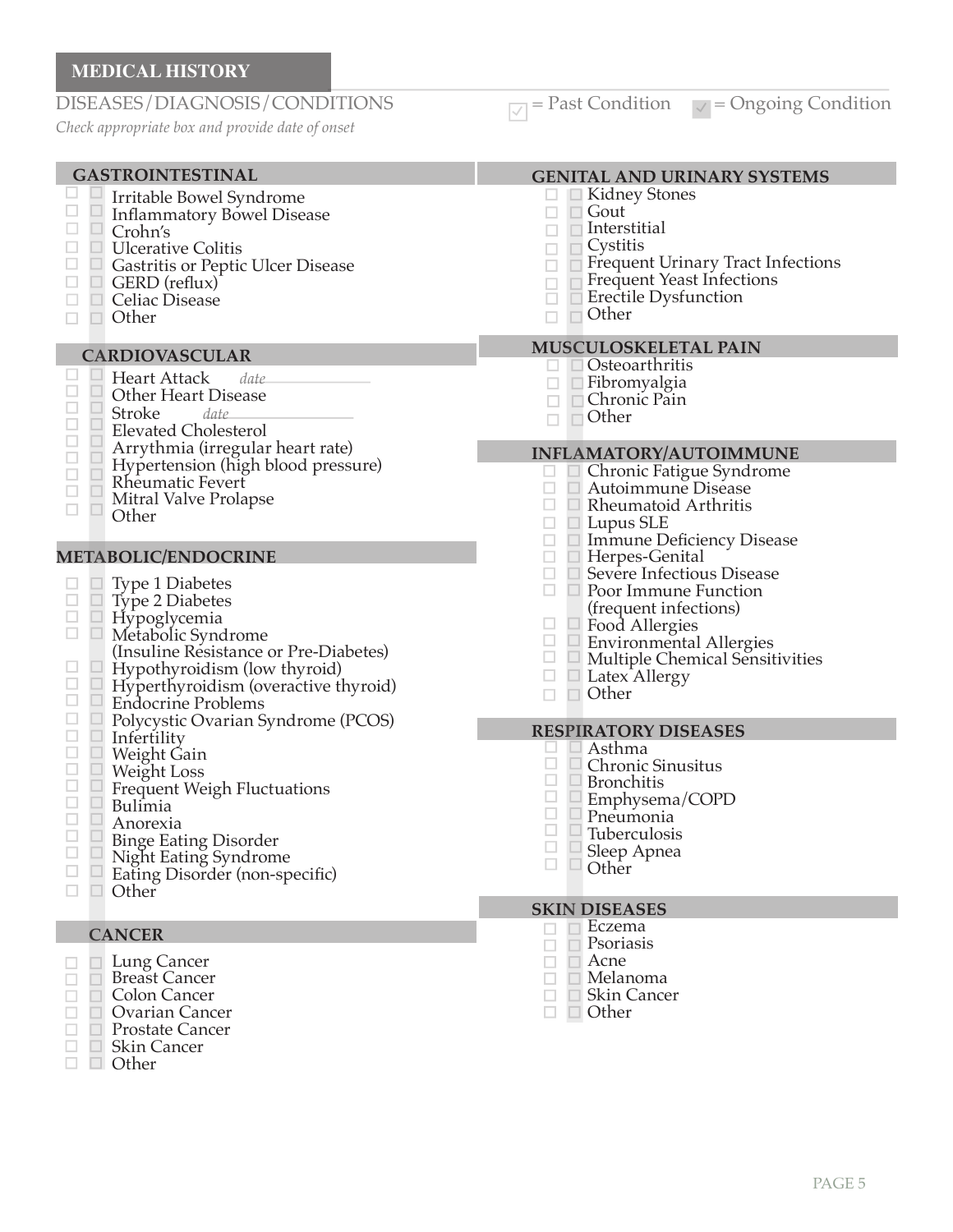## MEDICAL HISTORY

### DISEASES/DIAGNOSIS/CONDITIONS

*Check appropriate box and provide date of onset*

☐ = Past Condition ☐ = Ongoing Condition

#### GASTROINTESTINAL

- ☐ ☐ Irritable Bowel Syndrome
- ☐ ☐ Inflammatory Bowel Disease
- ☐ ☐ Crohn's
- ☐ ☐ Ulcerative Colitis
- ☐ ☐ Gastritis or Peptic Ulcer Disease
- ☐ ☐ GERD (reflux)
- ☐ ☐ Celiac Disease
- ☐ ☐ Other

#### CARDIOVASCULAR

- ☐ ☐ Heart Attack *date* ____________
- ☐ ☐ Other Heart Disease
- ☐ ☐ Stroke *date* ____________
- ☐ ☐ Elevated Cholesterol
- ☐ ☐ Arrythmia (irregular heart rate)
- ☐ ☐ Hypertension (high blood pressure)
- ☐ ☐ Rheumatic Fevert
- ☐ ☐ Mitral Valve Prolapse
- ☐ ☐ Other

#### METABOLIC/ENDOCRINE

- ☐ ☐ Type 1 Diabetes
- ☐ ☐ Type 2 Diabetes
- ☐ ☐ Hypoglycemia
- ☐ ☐ Metabolic Syndrome (Insuline Resistance or Pre-Diabetes)
- ☐ ☐ Hypothyroidism (low thyroid)
- ☐ ☐ Hyperthyroidism (overactive thyroid)
- ☐ ☐ Endocrine Problems
- ☐ ☐ Polycystic Ovarian Syndrome (PCOS)
- ☐ ☐ Infertility
- ☐ ☐ Weight Gain
- ☐ ☐ Weight Loss
- ☐ ☐ Frequent Weigh Fluctuations
- ☐ ☐ Bulimia
- ☐ ☐ Anorexia
- ☐ ☐ Binge Eating Disorder
- ☐ ☐ Night Eating Syndrome
- ☐ ☐ Eating Disorder (non-specific)
- ☐ ☐ Other

#### CANCER

- ☐ ☐ Lung Cancer
- ☐ ☐ Breast Cancer
- ☐ ☐ Colon Cancer
- ☐ ☐ Ovarian Cancer
- ☐ ☐ Prostate Cancer
- ☐ ☐ Skin Cancer
- ☐ ☐ Other

#### GENITAL AND URINARY SYSTEMS

- ☐ ☐ Kidney Stones
- ☐ ☐ Gout
- ☐ ☐ Interstitial
- ☐ ☐ Cystitis
- ☐ ☐ Frequent Urinary Tract Infections
- ☐ ☐ Frequent Yeast Infections
- ☐ ☐ Erectile Dysfunction
- ☐ ☐ Other

#### MUSCULOSKELETAL PAIN

- ☐ ☐ Osteoarthritis
- ☐ ☐ Fibromyalgia
- ☐ ☐ Chronic Pain
- ☐ ☐ Other

#### INFLAMATORY/AUTOIMMUNE

- ☐ ☐ Chronic Fatigue Syndrome
- ☐ ☐ Autoimmune Disease
- ☐ ☐ Rheumatoid Arthritis
- ☐ ☐ Lupus SLE
- ☐ ☐ Immune Deficiency Disease
- ☐ ☐ Herpes-Genital
- ☐ ☐ Severe Infectious Disease
- ☐ ☐ Poor Immune Function (frequent infections)
- ☐ ☐ Food Allergies
- ☐ ☐ Environmental Allergies
- ☐ ☐ Multiple Chemical Sensitivities
- ☐ ☐ Latex Allergy
- ☐ ☐ Other

#### RESPIRATORY DISEASES

- ☐ ☐ Asthma
- ☐ ☐ Chronic Sinusitus
- ☐ ☐ Bronchitis
- ☐ ☐ Emphysema/COPD
- ☐ ☐ Pneumonia
- ☐ ☐ Tuberculosis
- ☐ ☐ Sleep Apnea
- ☐ ☐ Other

#### SKIN DISEASES

- ☐ ☐ Eczema
- ☐ ☐ Psoriasis
- ☐ ☐ Acne
- ☐ ☐ Melanoma
- ☐ ☐ Skin Cancer
- ☐ ☐ Other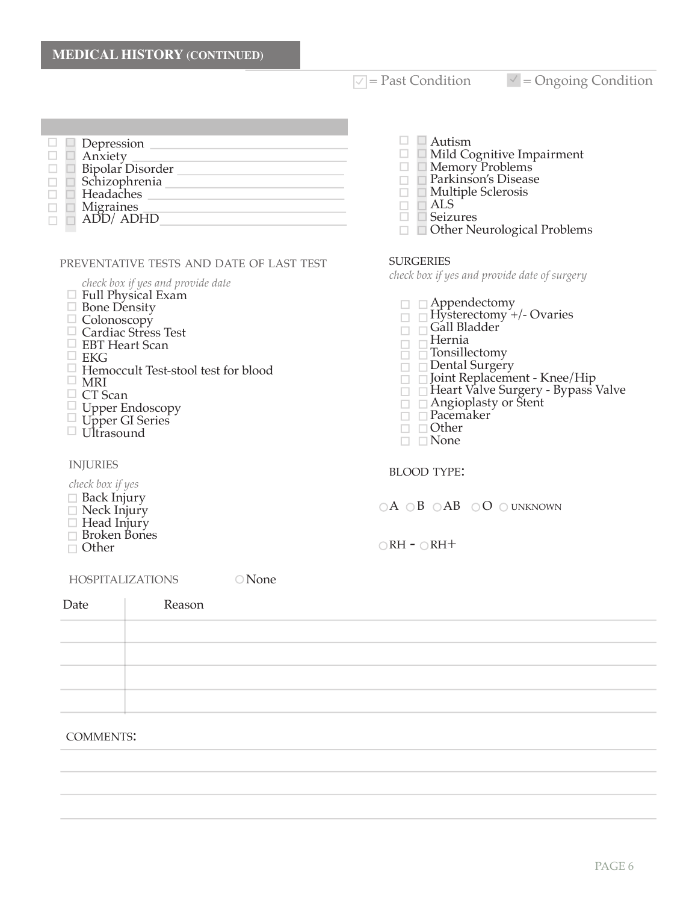## MEDICAL HISTORY (CONTINUED)

☐ = Past Condition ☐ = Ongoing Condition

- ☐ ☐ Depression ____________________
- ☐ ☐ Anxiety ____________________
- ☐ ☐ Bipolar Disorder ____________________
- ☐ ☐ Schizophrenia ____________________
- ☐ ☐ Headaches ____________________
- ☐ ☐ Migraines ____________________
- ☐ ☐ ADD/ ADHD ____________________

- ☐ ☐ Autism
- ☐ ☐ Mild Cognitive Impairment
- ☐ ☐ Memory Problems
- ☐ ☐ Parkinson's Disease
- ☐ ☐ Multiple Sclerosis
- ☐ ☐ ALS
- ☐ ☐ Seizures
- ☐ ☐ Other Neurological Problems

PREVENTATIVE TESTS AND DATE OF LAST TEST

*check box if yes and provide date*

- ☐ Full Physical Exam
- ☐ Bone Density
- ☐ Colonoscopy
- ☐ Cardiac Stress Test
- ☐ EBT Heart Scan
- ☐ EKG
- ☐ Hemoccult Test-stool test for blood
- ☐ MRI
- ☐ CT Scan
- ☐ Upper Endoscopy
- ☐ Upper GI Series
- ☐ Ultrasound

SURGERIES

*check box if yes and provide date of surgery*

- ☐ ☐ Appendectomy
- ☐ ☐ Hysterectomy +/- Ovaries
- ☐ ☐ Gall Bladder
- ☐ ☐ Hernia
- ☐ ☐ Tonsillectomy
- ☐ ☐ Dental Surgery
- ☐ ☐ Joint Replacement - Knee/Hip
- ☐ ☐ Heart Valve Surgery - Bypass Valve
- ☐ ☐ Angioplasty or Stent
- ☐ ☐ Pacemaker
- ☐ ☐ Other
- ☐ ☐ None

INJURIES

*check box if yes*

- ☐ Back Injury
- ☐ Neck Injury
- ☐ Head Injury
- ☐ Broken Bones
- ☐ Other

BLOOD TYPE:

○ A ○ B ○ AB ○ O ○ UNKNOWN

○ RH - ○ RH+

HOSPITALIZATIONS ○ None

| Date | Reason |
|---|---|
| | |
| | |
| | |
| | |

COMMENTS:

____________________

____________________

____________________

____________________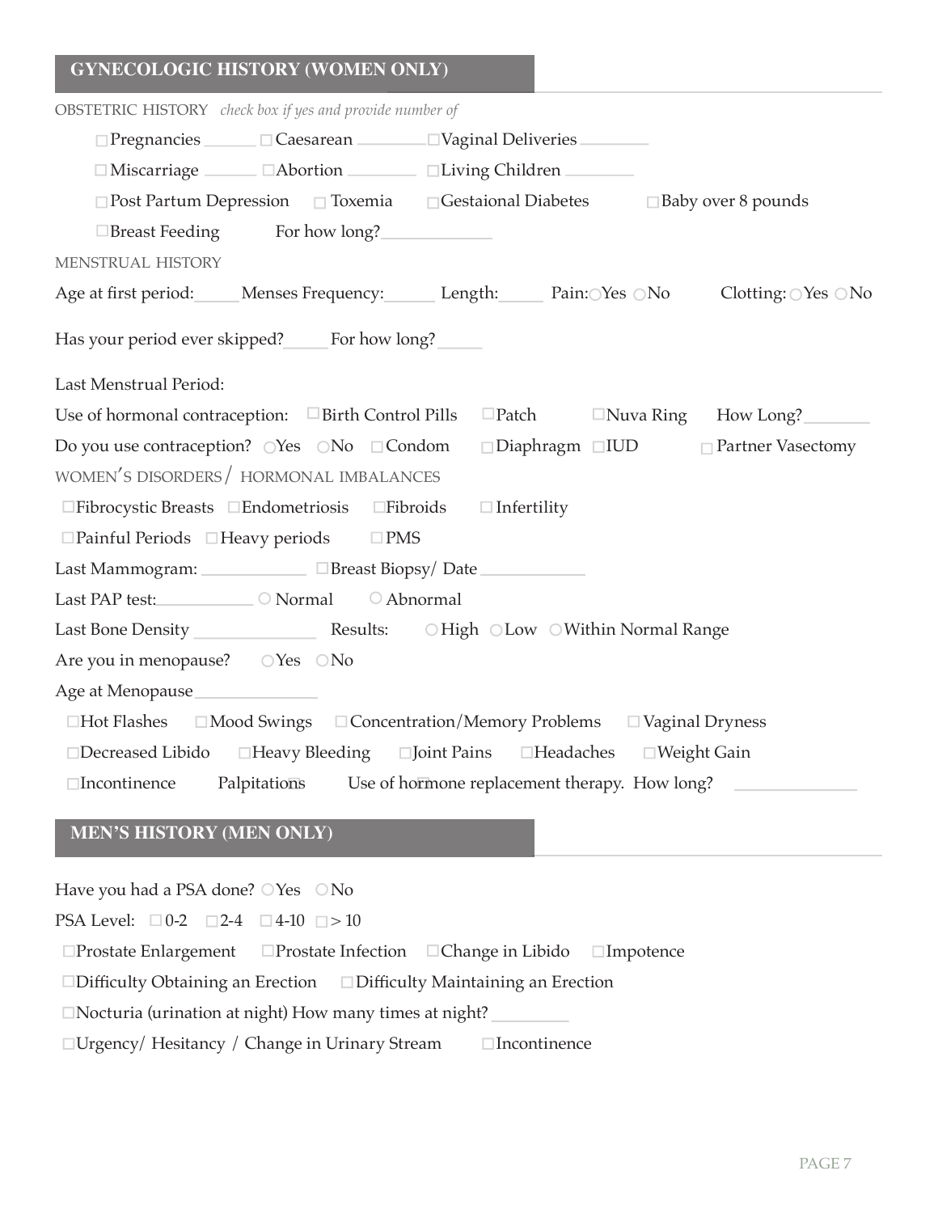## GYNECOLOGIC HISTORY (WOMEN ONLY)

OBSTETRIC HISTORY *check box if yes and provide number of*

☐ Pregnancies ______ ☐ Caesarean ________ ☐ Vaginal Deliveries ________

☐ Miscarriage ______ ☐ Abortion ________ ☐ Living Children ________

☐ Post Partum Depression ☐ Toxemia ☐ Gestaional Diabetes ☐ Baby over 8 pounds

☐ Breast Feeding For how long? ____________

MENSTRUAL HISTORY

Age at first period: _____ Menses Frequency: ______ Length: _____ Pain: ○ Yes ○ No Clotting: ○ Yes ○ No

Has your period ever skipped? _____ For how long? _____

Last Menstrual Period:

Use of hormonal contraception: ☐ Birth Control Pills ☐ Patch ☐ Nuva Ring How Long? ________

Do you use contraception? ○ Yes ○ No ☐ Condom ☐ Diaphragm ☐ IUD ☐ Partner Vasectomy

WOMEN'S DISORDERS / HORMONAL IMBALANCES

☐ Fibrocystic Breasts ☐ Endometriosis ☐ Fibroids ☐ Infertility

☐ Painful Periods ☐ Heavy periods ☐ PMS

Last Mammogram: ____________ ☐ Breast Biopsy/ Date ____________

Last PAP test: ___________ ○ Normal ○ Abnormal

Last Bone Density ______________ Results: ○ High ○ Low ○ Within Normal Range

Are you in menopause? ○ Yes ○ No

Age at Menopause ______________

☐ Hot Flashes ☐ Mood Swings ☐ Concentration/Memory Problems ☐ Vaginal Dryness

☐ Decreased Libido ☐ Heavy Bleeding ☐ Joint Pains ☐ Headaches ☐ Weight Gain

☐ Incontinence ☐ Palpitations ☐ Use of hormone replacement therapy. How long? ______________

## MEN'S HISTORY (MEN ONLY)

Have you had a PSA done? ○ Yes ○ No

PSA Level: ☐ 0-2 ☐ 2-4 ☐ 4-10 ☐ > 10

☐ Prostate Enlargement ☐ Prostate Infection ☐ Change in Libido ☐ Impotence

☐ Difficulty Obtaining an Erection ☐ Difficulty Maintaining an Erection

☐ Nocturia (urination at night) How many times at night? _________

☐ Urgency/ Hesitancy / Change in Urinary Stream ☐ Incontinence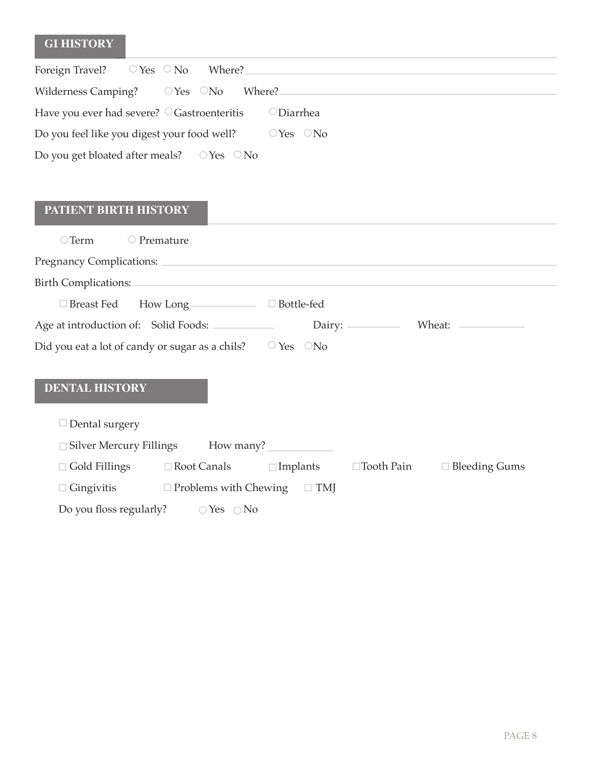## GI HISTORY

Foreign Travel? ○ Yes ○ No Where? ____________________

Wilderness Camping? ○ Yes ○ No Where? ____________________

Have you ever had severe? ○ Gastroenteritis ○ Diarrhea

Do you feel like you digest your food well? ○ Yes ○ No

Do you get bloated after meals? ○ Yes ○ No

## PATIENT BIRTH HISTORY

○ Term ○ Premature

Pregnancy Complications: ____________________

Birth Complications: ____________________

☐ Breast Fed How Long __________ ☐ Bottle-fed

Age at introduction of: Solid Foods: __________ Dairy: __________ Wheat: __________

Did you eat a lot of candy or sugar as a chils? ○ Yes ○ No

## DENTAL HISTORY

☐ Dental surgery

☐ Silver Mercury Fillings How many? __________

☐ Gold Fillings ☐ Root Canals ☐ Implants ☐ Tooth Pain ☐ Bleeding Gums

☐ Gingivitis ☐ Problems with Chewing ☐ TMJ

Do you floss regularly? ○ Yes ○ No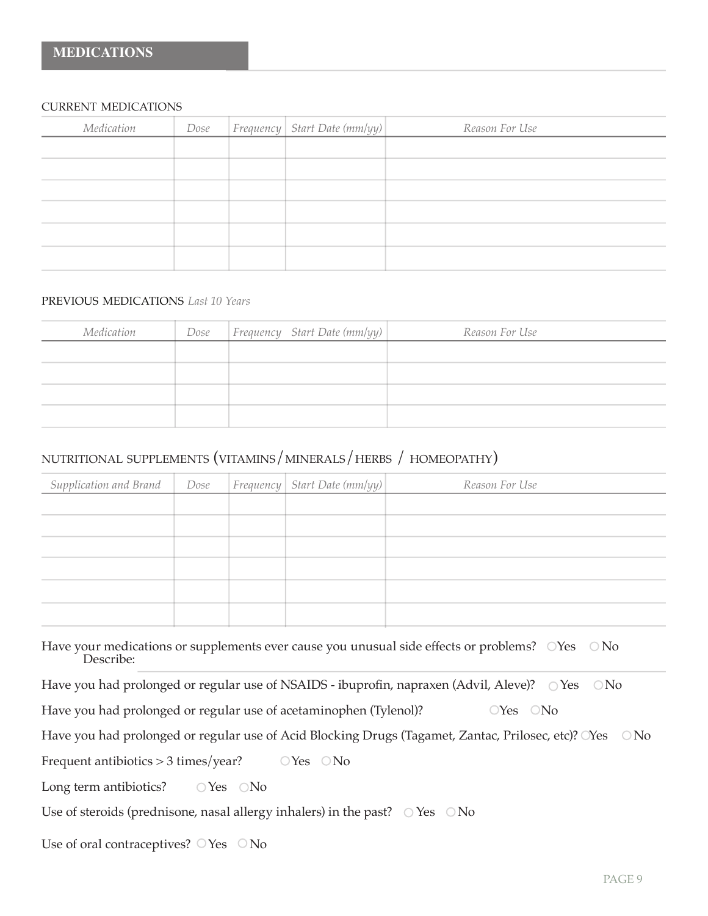## MEDICATIONS

CURRENT MEDICATIONS

| *Medication* | *Dose* | *Frequency* | *Start Date (mm/yy)* | *Reason For Use* |
|---|---|---|---|---|
| | | | | |
| | | | | |
| | | | | |
| | | | | |
| | | | | |
| | | | | |

PREVIOUS MEDICATIONS *Last 10 Years*

| *Medication* | *Dose* | *Frequency Start Date (mm/yy)* | *Reason For Use* |
|---|---|---|---|
| | | | |
| | | | |
| | | | |
| | | | |

NUTRITIONAL SUPPLEMENTS (VITAMINS/MINERALS/HERBS / HOMEOPATHY)

| *Supplication and Brand* | *Dose* | *Frequency* | *Start Date (mm/yy)* | *Reason For Use* |
|---|---|---|---|---|
| | | | | |
| | | | | |
| | | | | |
| | | | | |
| | | | | |
| | | | | |

Have your medications or supplements ever cause you unusual side effects or problems? ○Yes ○No
Describe:

Have you had prolonged or regular use of NSAIDS - ibuprofin, napraxen (Advil, Aleve)? ○Yes ○No

Have you had prolonged or regular use of acetaminophen (Tylenol)? ○Yes ○No

Have you had prolonged or regular use of Acid Blocking Drugs (Tagamet, Zantac, Prilosec, etc)? ○Yes ○No

Frequent antibiotics > 3 times/year? ○Yes ○No

Long term antibiotics? ○Yes ○No

Use of steroids (prednisone, nasal allergy inhalers) in the past? ○Yes ○No

Use of oral contraceptives? ○Yes ○No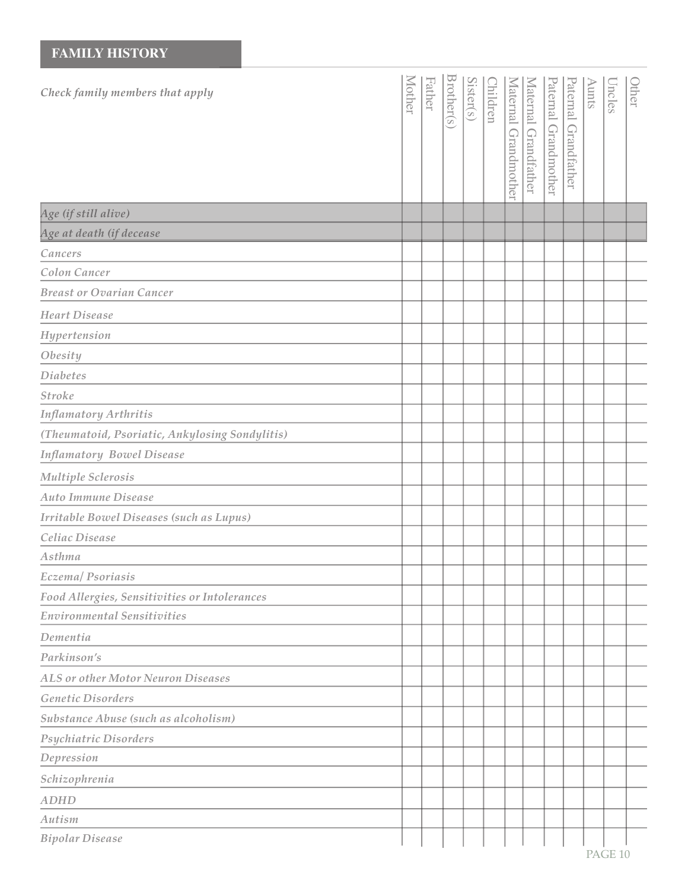## FAMILY HISTORY

| *Check family members that apply* | Mother | Father | Brother(s) | Sister(s) | Children | Maternal Grandmother | Maternal Grandfather | Paternal Grandmother | Paternal Grandfather | Aunts | Uncles | Other |
|---|---|---|---|---|---|---|---|---|---|---|---|---|
| *Age (if still alive)* | | | | | | | | | | | | |
| *Age at death (if decease* | | | | | | | | | | | | |
| *Cancers* | | | | | | | | | | | | |
| *Colon Cancer* | | | | | | | | | | | | |
| *Breast or Ovarian Cancer* | | | | | | | | | | | | |
| *Heart Disease* | | | | | | | | | | | | |
| *Hypertension* | | | | | | | | | | | | |
| *Obesity* | | | | | | | | | | | | |
| *Diabetes* | | | | | | | | | | | | |
| *Stroke* | | | | | | | | | | | | |
| *Inflamatory Arthritis* | | | | | | | | | | | | |
| *(Theumatoid, Psoriatic, Ankylosing Sondylitis)* | | | | | | | | | | | | |
| *Inflamatory Bowel Disease* | | | | | | | | | | | | |
| *Multiple Sclerosis* | | | | | | | | | | | | |
| *Auto Immune Disease* | | | | | | | | | | | | |
| *Irritable Bowel Diseases (such as Lupus)* | | | | | | | | | | | | |
| *Celiac Disease* | | | | | | | | | | | | |
| *Asthma* | | | | | | | | | | | | |
| *Eczema/ Psoriasis* | | | | | | | | | | | | |
| *Food Allergies, Sensitivities or Intolerances* | | | | | | | | | | | | |
| *Environmental Sensitivities* | | | | | | | | | | | | |
| *Dementia* | | | | | | | | | | | | |
| *Parkinson's* | | | | | | | | | | | | |
| *ALS or other Motor Neuron Diseases* | | | | | | | | | | | | |
| *Genetic Disorders* | | | | | | | | | | | | |
| *Substance Abuse (such as alcoholism)* | | | | | | | | | | | | |
| *Psychiatric Disorders* | | | | | | | | | | | | |
| *Depression* | | | | | | | | | | | | |
| *Schizophrenia* | | | | | | | | | | | | |
| *ADHD* | | | | | | | | | | | | |
| *Autism* | | | | | | | | | | | | |
| *Bipolar Disease* | | | | | | | | | | | | |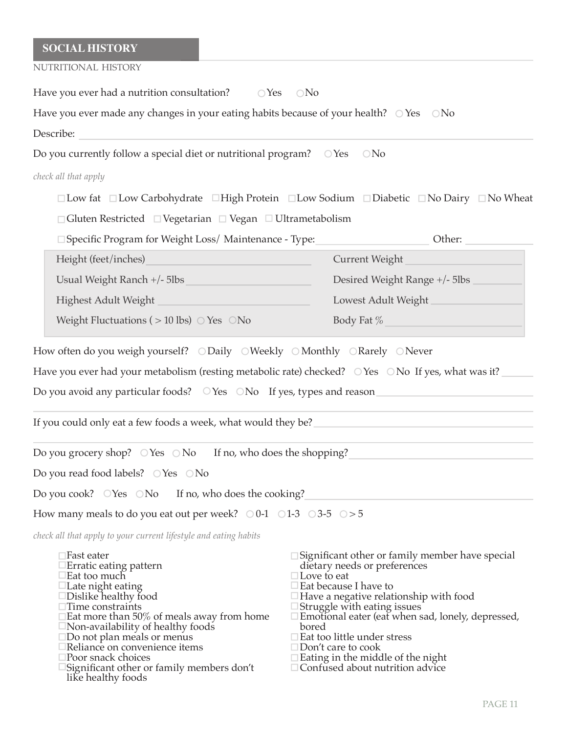## SOCIAL HISTORY

NUTRITIONAL HISTORY

Have you ever had a nutrition consultation? ○ Yes ○ No

Have you ever made any changes in your eating habits because of your health? ○ Yes ○ No

Describe: \_\_\_\_\_\_\_\_\_\_\_\_\_\_\_\_\_\_\_\_\_\_\_\_\_\_\_\_\_\_\_\_\_\_\_\_\_\_\_\_

Do you currently follow a special diet or nutritional program? ○ Yes ○ No

*check all that apply*

☐ Low fat ☐ Low Carbohydrate ☐ High Protein ☐ Low Sodium ☐ Diabetic ☐ No Dairy ☐ No Wheat

☐ Gluten Restricted ☐ Vegetarian ☐ Vegan ☐ Ultrametabolism

☐ Specific Program for Weight Loss/ Maintenance - Type:\_\_\_\_\_\_\_\_\_\_\_\_\_\_\_\_ Other: \_\_\_\_\_\_\_\_\_\_

| | |
|---|---|
| Height (feet/inches) \_\_\_\_\_\_\_\_\_\_\_\_\_\_\_\_ | Current Weight \_\_\_\_\_\_\_\_\_\_\_\_\_\_\_\_ |
| Usual Weight Ranch +/- 5lbs \_\_\_\_\_\_\_\_\_\_\_\_\_\_\_\_ | Desired Weight Range +/- 5lbs \_\_\_\_\_\_\_\_ |
| Highest Adult Weight \_\_\_\_\_\_\_\_\_\_\_\_\_\_\_\_ | Lowest Adult Weight \_\_\_\_\_\_\_\_\_\_\_\_\_\_\_\_ |
| Weight Fluctuations ( > 10 lbs) ○ Yes ○ No | Body Fat % \_\_\_\_\_\_\_\_\_\_\_\_\_\_\_\_ |

How often do you weigh yourself? ○ Daily ○ Weekly ○ Monthly ○ Rarely ○ Never

Have you ever had your metabolism (resting metabolic rate) checked? ○ Yes ○ No If yes, what was it? \_\_\_\_\_\_

Do you avoid any particular foods? ○ Yes ○ No If yes, types and reason \_\_\_\_\_\_\_\_\_\_\_\_\_\_\_\_\_\_\_\_\_\_\_\_

\_\_\_\_\_\_\_\_\_\_\_\_\_\_\_\_\_\_\_\_\_\_\_\_\_\_\_\_\_\_\_\_\_\_\_\_\_\_\_\_

If you could only eat a few foods a week, what would they be? \_\_\_\_\_\_\_\_\_\_\_\_\_\_\_\_\_\_\_\_\_\_\_\_

\_\_\_\_\_\_\_\_\_\_\_\_\_\_\_\_\_\_\_\_\_\_\_\_\_\_\_\_\_\_\_\_\_\_\_\_\_\_\_\_

Do you grocery shop? ○ Yes ○ No If no, who does the shopping? \_\_\_\_\_\_\_\_\_\_\_\_\_\_\_\_\_\_\_\_\_\_\_\_

Do you read food labels? ○ Yes ○ No

Do you cook? ○ Yes ○ No If no, who does the cooking? \_\_\_\_\_\_\_\_\_\_\_\_\_\_\_\_\_\_\_\_\_\_\_\_

How many meals to do you eat out per week? ○ 0-1 ○ 1-3 ○ 3-5 ○ > 5

*check all that apply to your current lifestyle and eating habits*

- ☐ Fast eater
- ☐ Erratic eating pattern
- ☐ Eat too much
- ☐ Late night eating
- ☐ Dislike healthy food
- ☐ Time constraints
- ☐ Eat more than 50% of meals away from home
- ☐ Non-availability of healthy foods
- ☐ Do not plan meals or menus
- ☐ Reliance on convenience items
- ☐ Poor snack choices
- ☐ Significant other or family members don't like healthy foods
- ☐ Significant other or family member have special dietary needs or preferences
- ☐ Love to eat
- ☐ Eat because I have to
- ☐ Have a negative relationship with food
- ☐ Struggle with eating issues
- ☐ Emotional eater (eat when sad, lonely, depressed, bored
- ☐ Eat too little under stress
- ☐ Don't care to cook
- ☐ Eating in the middle of the night
- ☐ Confused about nutrition advice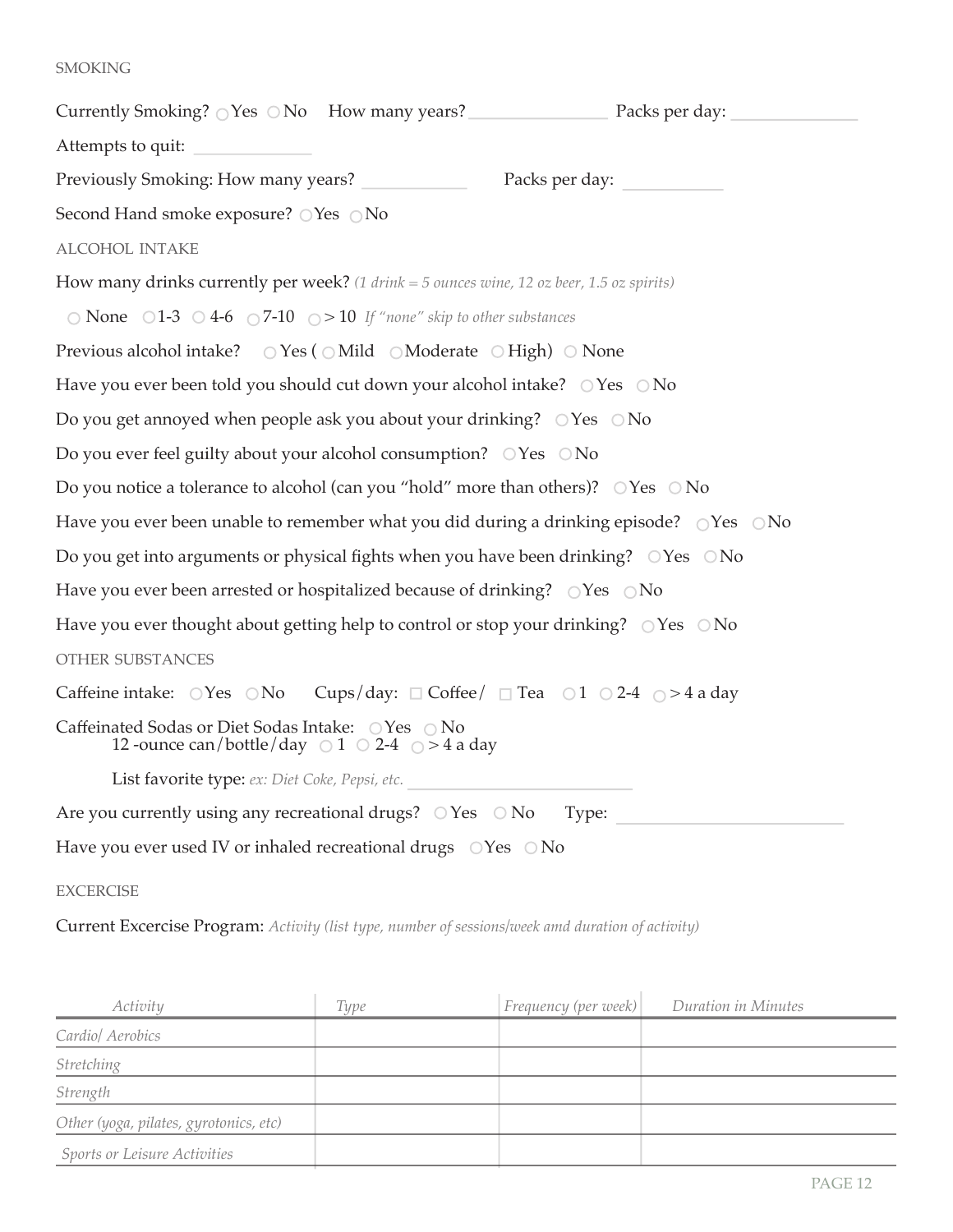## SMOKING

Currently Smoking? ○ Yes ○ No How many years? ______________ Packs per day: ______________

Attempts to quit: ______________

Previously Smoking: How many years? ______________ Packs per day: ______________

Second Hand smoke exposure? ○ Yes ○ No

## ALCOHOL INTAKE

How many drinks currently per week? *(1 drink = 5 ounces wine, 12 oz beer, 1.5 oz spirits)*

○ None ○ 1-3 ○ 4-6 ○ 7-10 ○ > 10 *If "none" skip to other substances*

Previous alcohol intake? ○ Yes ( ○ Mild ○ Moderate ○ High) ○ None

Have you ever been told you should cut down your alcohol intake? ○ Yes ○ No

Do you get annoyed when people ask you about your drinking? ○ Yes ○ No

Do you ever feel guilty about your alcohol consumption? ○ Yes ○ No

Do you notice a tolerance to alcohol (can you "hold" more than others)? ○ Yes ○ No

Have you ever been unable to remember what you did during a drinking episode? ○ Yes ○ No

Do you get into arguments or physical fights when you have been drinking? ○ Yes ○ No

Have you ever been arrested or hospitalized because of drinking? ○ Yes ○ No

Have you ever thought about getting help to control or stop your drinking? ○ Yes ○ No

## OTHER SUBSTANCES

Caffeine intake: ○ Yes ○ No Cups/day: ☐ Coffee/ ☐ Tea ○ 1 ○ 2-4 ○ > 4 a day

Caffeinated Sodas or Diet Sodas Intake: ○ Yes ○ No
12 -ounce can/bottle/day ○ 1 ○ 2-4 ○ > 4 a day

List favorite type: *ex: Diet Coke, Pepsi, etc.* ______________

Are you currently using any recreational drugs? ○ Yes ○ No Type: ______________

Have you ever used IV or inhaled recreational drugs ○ Yes ○ No

## EXCERCISE

Current Excercise Program: *Activity (list type, number of sessions/week amd duration of activity)*

| *Activity* | *Type* | *Frequency (per week)* | *Duration in Minutes* |
|---|---|---|---|
| *Cardio/ Aerobics* | | | |
| *Stretching* | | | |
| *Strength* | | | |
| *Other (yoga, pilates, gyrotonics, etc)* | | | |
| *Sports or Leisure Activities* | | | |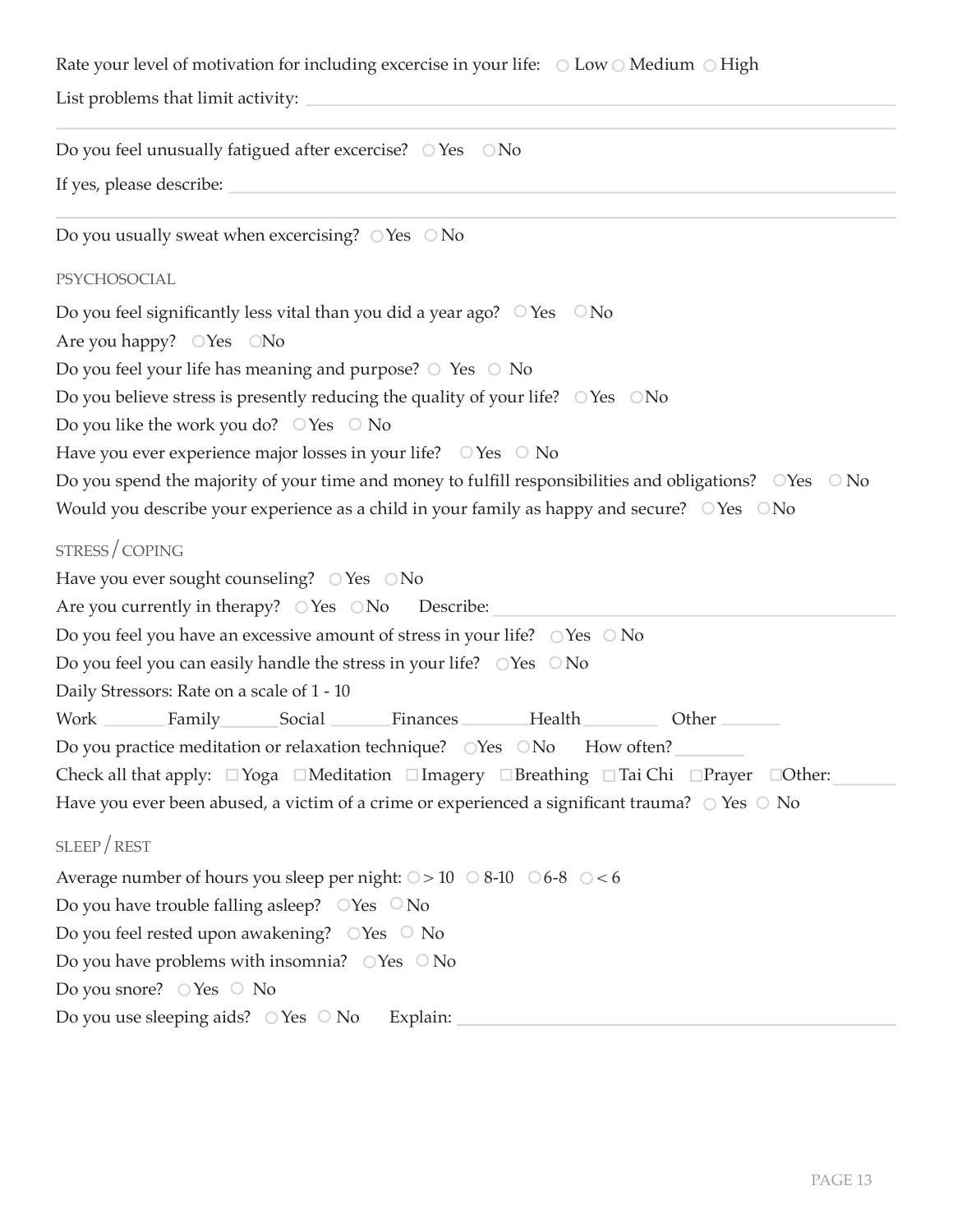Rate your level of motivation for including excercise in your life: ○ Low ○ Medium ○ High

List problems that limit activity: ______________________________________________

______________________________________________

Do you feel unusually fatigued after excercise? ○ Yes ○ No

If yes, please describe: ______________________________________________

______________________________________________

Do you usually sweat when excercising? ○ Yes ○ No

## PSYCHOSOCIAL

Do you feel significantly less vital than you did a year ago? ○ Yes ○ No

Are you happy? ○ Yes ○ No

Do you feel your life has meaning and purpose? ○ Yes ○ No

Do you believe stress is presently reducing the quality of your life? ○ Yes ○ No

Do you like the work you do? ○ Yes ○ No

Have you ever experience major losses in your life? ○ Yes ○ No

Do you spend the majority of your time and money to fulfill responsibilities and obligations? ○ Yes ○ No

Would you describe your experience as a child in your family as happy and secure? ○ Yes ○ No

## STRESS / COPING

Have you ever sought counseling? ○ Yes ○ No

Are you currently in therapy? ○ Yes ○ No Describe: ______________________________

Do you feel you have an excessive amount of stress in your life? ○ Yes ○ No

Do you feel you can easily handle the stress in your life? ○ Yes ○ No

Daily Stressors: Rate on a scale of 1 - 10

Work ________ Family________ Social ________ Finances ________ Health ________ Other ________

Do you practice meditation or relaxation technique? ○ Yes ○ No How often? ________

Check all that apply: ☐ Yoga ☐ Meditation ☐ Imagery ☐ Breathing ☐ Tai Chi ☐ Prayer ☐ Other: ________

Have you ever been abused, a victim of a crime or experienced a significant trauma? ○ Yes ○ No

## SLEEP / REST

Average number of hours you sleep per night: ○ > 10 ○ 8-10 ○ 6-8 ○ < 6

Do you have trouble falling asleep? ○ Yes ○ No

Do you feel rested upon awakening? ○ Yes ○ No

Do you have problems with insomnia? ○ Yes ○ No

Do you snore? ○ Yes ○ No

Do you use sleeping aids? ○ Yes ○ No Explain: ______________________________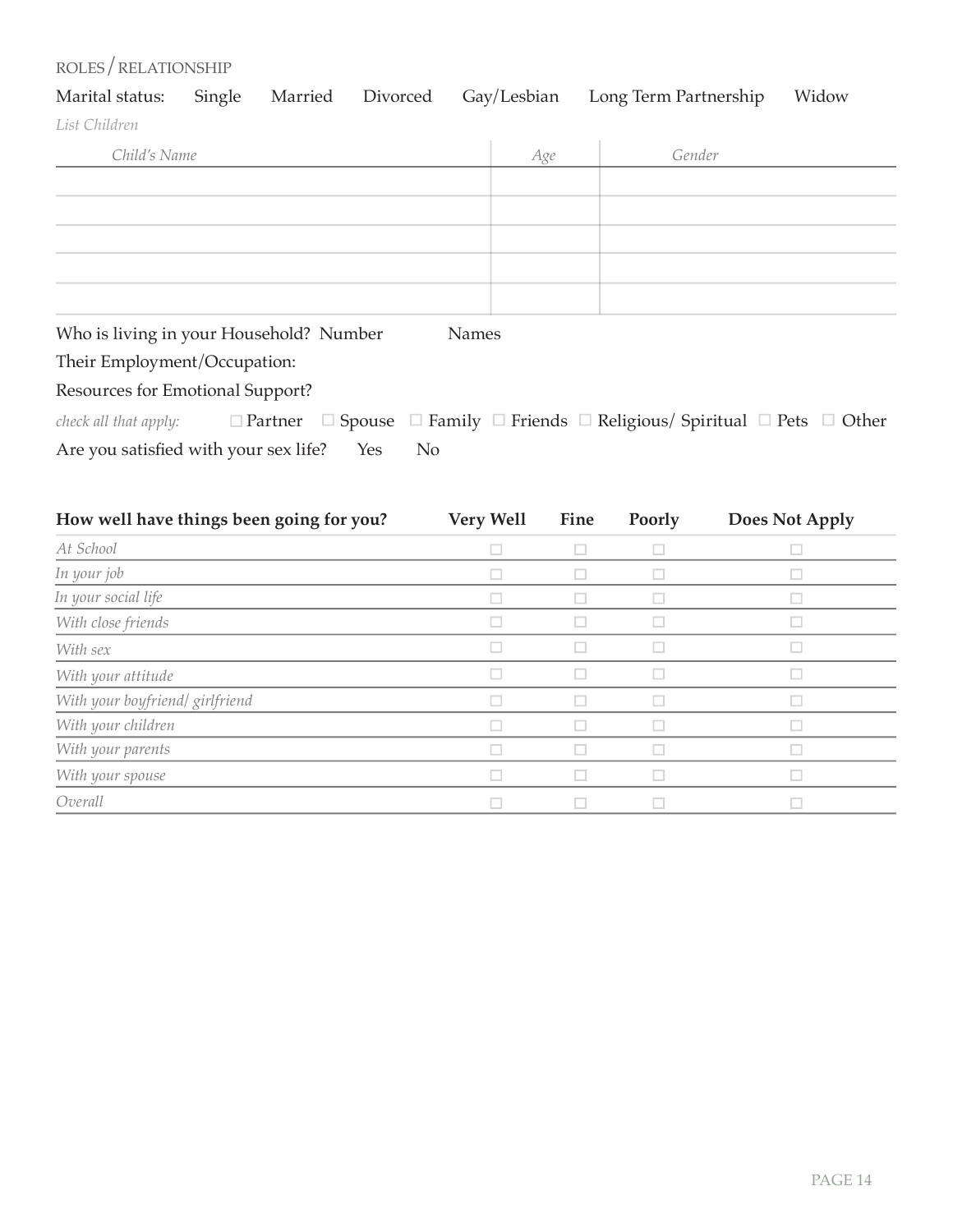## ROLES / RELATIONSHIP

Marital status: Single Married Divorced Gay/Lesbian Long Term Partnership Widow

*List Children*

| *Child's Name* | *Age* | *Gender* |
|---|---|---|
| | | |
| | | |
| | | |
| | | |
| | | |

Who is living in your Household? Number Names

Their Employment/Occupation:

Resources for Emotional Support?

*check all that apply:* ☐ Partner ☐ Spouse ☐ Family ☐ Friends ☐ Religious/ Spiritual ☐ Pets ☐ Other

Are you satisfied with your sex life? Yes No

| **How well have things been going for you?** | **Very Well** | **Fine** | **Poorly** | **Does Not Apply** |
|---|---|---|---|---|
| *At School* | ☐ | ☐ | ☐ | ☐ |
| *In your job* | ☐ | ☐ | ☐ | ☐ |
| *In your social life* | ☐ | ☐ | ☐ | ☐ |
| *With close friends* | ☐ | ☐ | ☐ | ☐ |
| *With sex* | ☐ | ☐ | ☐ | ☐ |
| *With your attitude* | ☐ | ☐ | ☐ | ☐ |
| *With your boyfriend/ girlfriend* | ☐ | ☐ | ☐ | ☐ |
| *With your children* | ☐ | ☐ | ☐ | ☐ |
| *With your parents* | ☐ | ☐ | ☐ | ☐ |
| *With your spouse* | ☐ | ☐ | ☐ | ☐ |
| *Overall* | ☐ | ☐ | ☐ | ☐ |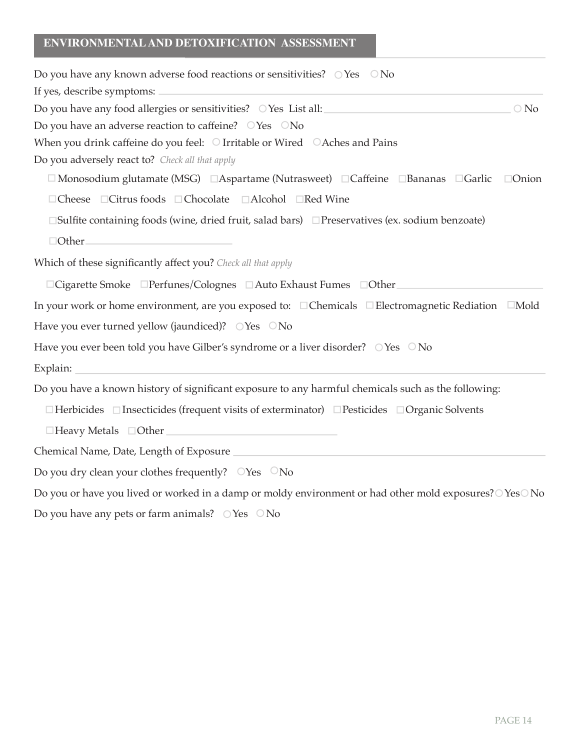## ENVIRONMENTAL AND DETOXIFICATION ASSESSMENT

Do you have any known adverse food reactions or sensitivities? ○ Yes ○ No

If yes, describe symptoms: ____________________

Do you have any food allergies or sensitivities? ○ Yes List all: ____________________ ○ No

Do you have an adverse reaction to caffeine? ○ Yes ○ No

When you drink caffeine do you feel: ○ Irritable or Wired ○ Aches and Pains

Do you adversely react to? *Check all that apply*

- ☐ Monosodium glutamate (MSG) ☐ Aspartame (Nutrasweet) ☐ Caffeine ☐ Bananas ☐ Garlic ☐ Onion
- ☐ Cheese ☐ Citrus foods ☐ Chocolate ☐ Alcohol ☐ Red Wine
- ☐ Sulfite containing foods (wine, dried fruit, salad bars) ☐ Preservatives (ex. sodium benzoate)
- ☐ Other ____________________

Which of these significantly affect you? *Check all that apply*

- ☐ Cigarette Smoke ☐ Perfunes/Colognes ☐ Auto Exhaust Fumes ☐ Other ____________________

In your work or home environment, are you exposed to: ☐ Chemicals ☐ Electromagnetic Rediation ☐ Mold

Have you ever turned yellow (jaundiced)? ○ Yes ○ No

Have you ever been told you have Gilber's syndrome or a liver disorder? ○ Yes ○ No

Explain: ____________________

Do you have a known history of significant exposure to any harmful chemicals such as the following:

- ☐ Herbicides ☐ Insecticides (frequent visits of exterminator) ☐ Pesticides ☐ Organic Solvents
- ☐ Heavy Metals ☐ Other ____________________

Chemical Name, Date, Length of Exposure ____________________

Do you dry clean your clothes frequently? ○ Yes ○ No

Do you or have you lived or worked in a damp or moldy environment or had other mold exposures? ○ Yes ○ No

Do you have any pets or farm animals? ○ Yes ○ No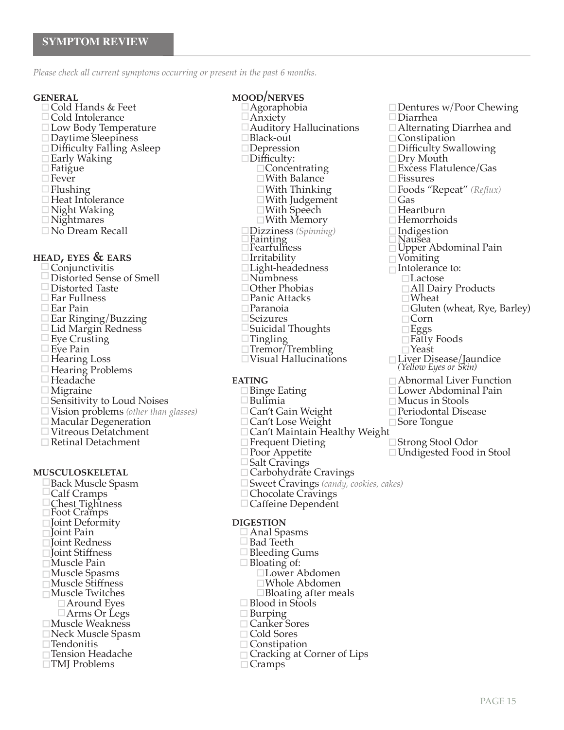## SYMPTOM REVIEW

*Please check all current symptoms occurring or present in the past 6 months.*

### GENERAL

- ☐ Cold Hands & Feet
- ☐ Cold Intolerance
- ☐ Low Body Temperature
- ☐ Daytime Sleepiness
- ☐ Difficulty Falling Asleep
- ☐ Early Waking
- ☐ Fatigue
- ☐ Fever
- ☐ Flushing
- ☐ Heat Intolerance
- ☐ Night Waking
- ☐ Nightmares
- ☐ No Dream Recall

### HEAD, EYES & EARS

- ☐ Conjunctivitis
- ☐ Distorted Sense of Smell
- ☐ Distorted Taste
- ☐ Ear Fullness
- ☐ Ear Pain
- ☐ Ear Ringing/Buzzing
- ☐ Lid Margin Redness
- ☐ Eye Crusting
- ☐ Eye Pain
- ☐ Hearing Loss
- ☐ Hearing Problems
- ☐ Headache
- ☐ Migraine
- ☐ Sensitivity to Loud Noises
- ☐ Vision problems *(other than glasses)*
- ☐ Macular Degeneration
- ☐ Vitreous Detatchment
- ☐ Retinal Detachment

### MUSCULOSKELETAL

- ☐ Back Muscle Spasm
- ☐ Calf Cramps
- ☐ Chest Tightness
- ☐ Foot Cramps
- ☐ Joint Deformity
- ☐ Joint Pain
- ☐ Joint Redness
- ☐ Joint Stiffness
- ☐ Muscle Pain
- ☐ Muscle Spasms
- ☐ Muscle Stiffness
- ☐ Muscle Twitches
  - ☐ Around Eyes
  - ☐ Arms Or Legs
- ☐ Muscle Weakness
- ☐ Neck Muscle Spasm
- ☐ Tendonitis
- ☐ Tension Headache
- ☐ TMJ Problems

### MOOD/NERVES

- ☐ Agoraphobia
- ☐ Anxiety
- ☐ Auditory Hallucinations
- ☐ Black-out
- ☐ Depression
- ☐ Difficulty:
  - ☐ Concentrating
  - ☐ With Balance
  - ☐ With Thinking
  - ☐ With Judgement
  - ☐ With Speech
  - ☐ With Memory
- ☐ Dizziness *(Spinning)*
- ☐ Fainting
- ☐ Fearfulness
- ☐ Irritability
- ☐ Light-headedness
- ☐ Numbness
- ☐ Other Phobias
- ☐ Panic Attacks
- ☐ Paranoia
- ☐ Seizures
- ☐ Suicidal Thoughts
- ☐ Tingling
- ☐ Tremor/Trembling
- ☐ Visual Hallucinations

### EATING

- ☐ Binge Eating
- ☐ Bulimia
- ☐ Can't Gain Weight
- ☐ Can't Lose Weight
- ☐ Can't Maintain Healthy Weight
- ☐ Frequent Dieting
- ☐ Poor Appetite
- ☐ Salt Cravings
- ☐ Carbohydrate Cravings
- ☐ Sweet Cravings *(candy, cookies, cakes)*
- ☐ Chocolate Cravings
- ☐ Caffeine Dependent

### DIGESTION

- ☐ Anal Spasms
- ☐ Bad Teeth
- ☐ Bleeding Gums
- ☐ Bloating of:
  - ☐ Lower Abdomen
  - ☐ Whole Abdomen
  - ☐ Bloating after meals
- ☐ Blood in Stools
- ☐ Burping
- ☐ Canker Sores
- ☐ Cold Sores
- ☐ Constipation
- ☐ Cracking at Corner of Lips
- ☐ Cramps
- ☐ Dentures w/Poor Chewing
- ☐ Diarrhea
- ☐ Alternating Diarrhea and Constipation
- ☐ Difficulty Swallowing
- ☐ Dry Mouth
- ☐ Excess Flatulence/Gas
- ☐ Fissures
- ☐ Foods "Repeat" *(Reflux)*
- ☐ Gas
- ☐ Heartburn
- ☐ Hemorrhoids
- ☐ Indigestion
- ☐ Nausea
- ☐ Upper Abdominal Pain
- ☐ Vomiting
- ☐ Intolerance to:
  - ☐ Lactose
  - ☐ All Dairy Products
  - ☐ Wheat
  - ☐ Gluten (wheat, Rye, Barley)
  - ☐ Corn
  - ☐ Eggs
  - ☐ Fatty Foods
  - ☐ Yeast
- ☐ Liver Disease/Jaundice *(Yellow Eyes or Skin)*
- ☐ Abnormal Liver Function
- ☐ Lower Abdominal Pain
- ☐ Mucus in Stools
- ☐ Periodontal Disease
- ☐ Sore Tongue
- ☐ Strong Stool Odor
- ☐ Undigested Food in Stool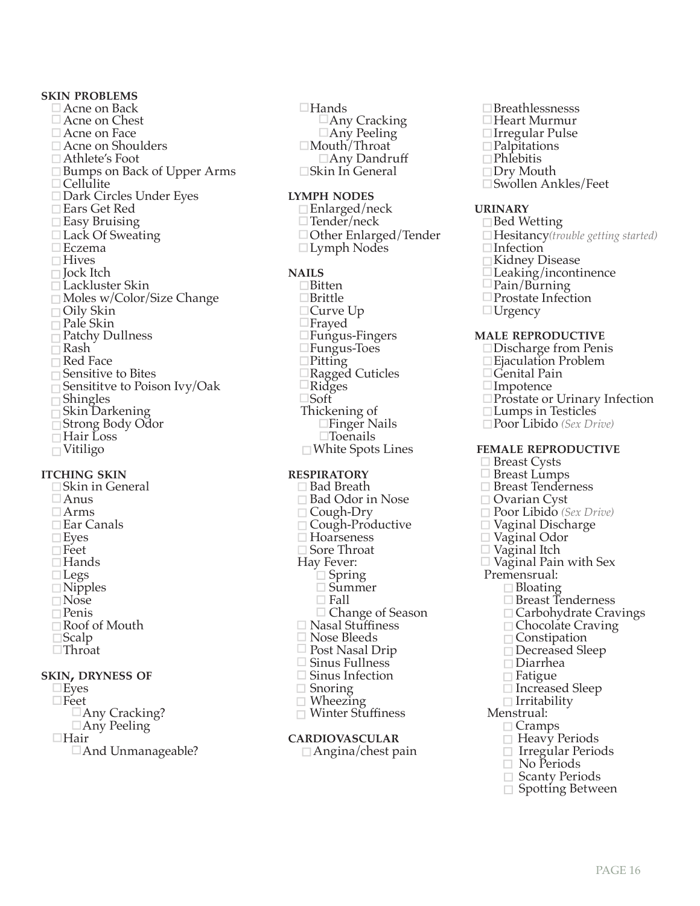**SKIN PROBLEMS**

- ☐ Acne on Back
- ☐ Acne on Chest
- ☐ Acne on Face
- ☐ Acne on Shoulders
- ☐ Athlete's Foot
- ☐ Bumps on Back of Upper Arms
- ☐ Cellulite
- ☐ Dark Circles Under Eyes
- ☐ Ears Get Red
- ☐ Easy Bruising
- ☐ Lack Of Sweating
- ☐ Eczema
- ☐ Hives
- ☐ Jock Itch
- ☐ Lackluster Skin
- ☐ Moles w/Color/Size Change
- ☐ Oily Skin
- ☐ Pale Skin
- ☐ Patchy Dullness
- ☐ Rash
- ☐ Red Face
- ☐ Sensitive to Bites
- ☐ Sensititve to Poison Ivy/Oak
- ☐ Shingles
- ☐ Skin Darkening
- ☐ Strong Body Odor
- ☐ Hair Loss
- ☐ Vitiligo

**ITCHING SKIN**

- ☐ Skin in General
- ☐ Anus
- ☐ Arms
- ☐ Ear Canals
- ☐ Eyes
- ☐ Feet
- ☐ Hands
- ☐ Legs
- ☐ Nipples
- ☐ Nose
- ☐ Penis
- ☐ Roof of Mouth
- ☐ Scalp
- ☐ Throat

**SKIN, DRYNESS OF**

- ☐ Eyes
- ☐ Feet
  - ☐ Any Cracking?
  - ☐ Any Peeling
- ☐ Hair
  - ☐ And Unmanageable?
- ☐ Hands
  - ☐ Any Cracking
  - ☐ Any Peeling
- ☐ Mouth/Throat
  - ☐ Any Dandruff
- ☐ Skin In General

**LYMPH NODES**

- ☐ Enlarged/neck
- ☐ Tender/neck
- ☐ Other Enlarged/Tender
- ☐ Lymph Nodes

**NAILS**

- ☐ Bitten
- ☐ Brittle
- ☐ Curve Up
- ☐ Frayed
- ☐ Fungus-Fingers
- ☐ Fungus-Toes
- ☐ Pitting
- ☐ Ragged Cuticles
- ☐ Ridges
- ☐ Soft
- Thickening of
  - ☐ Finger Nails
  - ☐ Toenails
- ☐ White Spots Lines

**RESPIRATORY**

- ☐ Bad Breath
- ☐ Bad Odor in Nose
- ☐ Cough-Dry
- ☐ Cough-Productive
- ☐ Hoarseness
- ☐ Sore Throat
- Hay Fever:
  - ☐ Spring
  - ☐ Summer
  - ☐ Fall
  - ☐ Change of Season
- ☐ Nasal Stuffiness
- ☐ Nose Bleeds
- ☐ Post Nasal Drip
- ☐ Sinus Fullness
- ☐ Sinus Infection
- ☐ Snoring
- ☐ Wheezing
- ☐ Winter Stuffiness

**CARDIOVASCULAR**

- ☐ Angina/chest pain
- ☐ Breathlessnesss
- ☐ Heart Murmur
- ☐ Irregular Pulse
- ☐ Palpitations
- ☐ Phlebitis
- ☐ Dry Mouth
- ☐ Swollen Ankles/Feet

**URINARY**

- ☐ Bed Wetting
- ☐ Hesitancy *(trouble getting started)*
- ☐ Infection
- ☐ Kidney Disease
- ☐ Leaking/incontinence
- ☐ Pain/Burning
- ☐ Prostate Infection
- ☐ Urgency

**MALE REPRODUCTIVE**

- ☐ Discharge from Penis
- ☐ Ejaculation Problem
- ☐ Genital Pain
- ☐ Impotence
- ☐ Prostate or Urinary Infection
- ☐ Lumps in Testicles
- ☐ Poor Libido *(Sex Drive)*

**FEMALE REPRODUCTIVE**

- ☐ Breast Cysts
- ☐ Breast Lumps
- ☐ Breast Tenderness
- ☐ Ovarian Cyst
- ☐ Poor Libido *(Sex Drive)*
- ☐ Vaginal Discharge
- ☐ Vaginal Odor
- ☐ Vaginal Itch
- ☐ Vaginal Pain with Sex
- Premensrual:
  - ☐ Bloating
  - ☐ Breast Tenderness
  - ☐ Carbohydrate Cravings
  - ☐ Chocolate Craving
  - ☐ Constipation
  - ☐ Decreased Sleep
  - ☐ Diarrhea
  - ☐ Fatigue
  - ☐ Increased Sleep
  - ☐ Irritability
- Menstrual:
  - ☐ Cramps
  - ☐ Heavy Periods
  - ☐ Irregular Periods
  - ☐ No Periods
  - ☐ Scanty Periods
  - ☐ Spotting Between